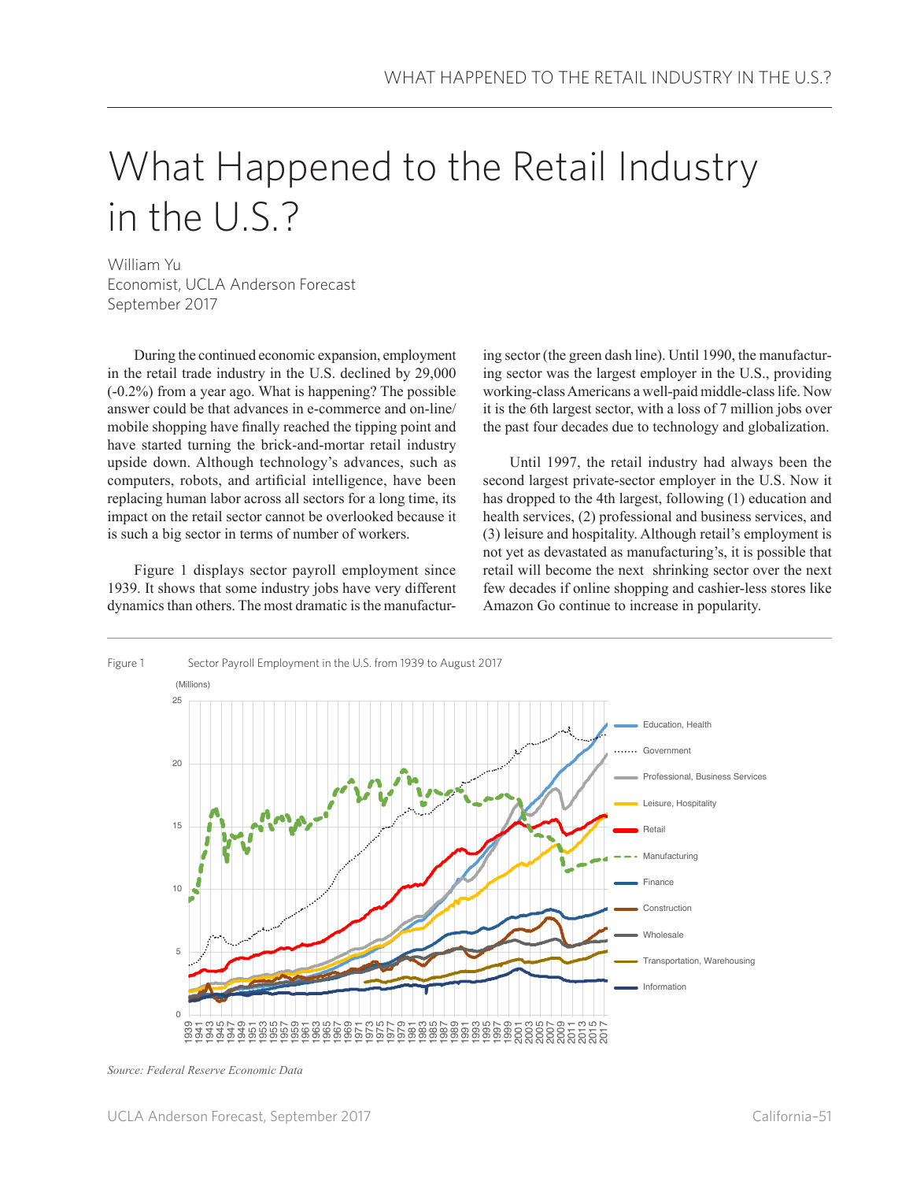# What Happened to the Retail Industry in the U.S.?

William Yu
Economist, UCLA Anderson Forecast
September 2017

During the continued economic expansion, employment in the retail trade industry in the U.S. declined by 29,000 (-0.2%) from a year ago. What is happening? The possible answer could be that advances in e-commerce and on-line/mobile shopping have finally reached the tipping point and have started turning the brick-and-mortar retail industry upside down. Although technology's advances, such as computers, robots, and artificial intelligence, have been replacing human labor across all sectors for a long time, its impact on the retail sector cannot be overlooked because it is such a big sector in terms of number of workers.

Figure 1 displays sector payroll employment since 1939. It shows that some industry jobs have very different dynamics than others. The most dramatic is the manufacturing sector (the green dash line). Until 1990, the manufacturing sector was the largest employer in the U.S., providing working-class Americans a well-paid middle-class life. Now it is the 6th largest sector, with a loss of 7 million jobs over the past four decades due to technology and globalization.

Until 1997, the retail industry had always been the second largest private-sector employer in the U.S. Now it has dropped to the 4th largest, following (1) education and health services, (2) professional and business services, and (3) leisure and hospitality. Although retail's employment is not yet as devastated as manufacturing's, it is possible that retail will become the next shrinking sector over the next few decades if online shopping and cashier-less stores like Amazon Go continue to increase in popularity.

Figure 1 Sector Payroll Employment in the U.S. from 1939 to August 2017

*Source: Federal Reserve Economic Data*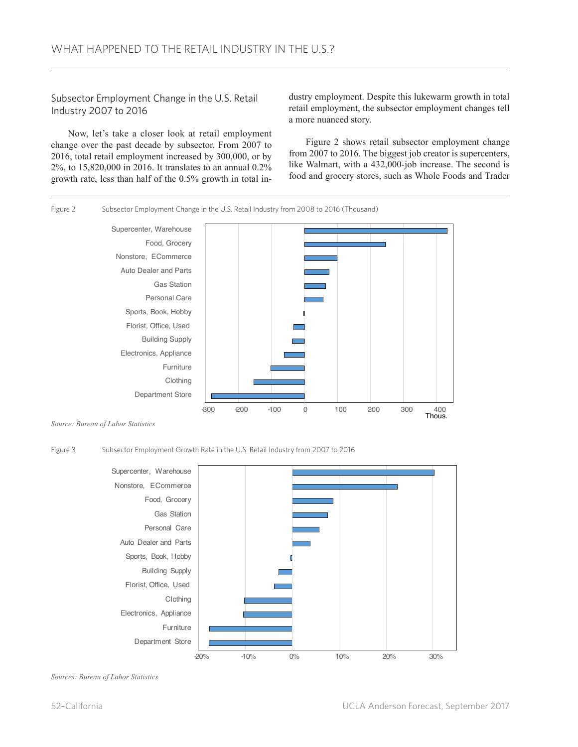## Subsector Employment Change in the U.S. Retail Industry 2007 to 2016

Now, let's take a closer look at retail employment change over the past decade by subsector. From 2007 to 2016, total retail employment increased by 300,000, or by 2%, to 15,820,000 in 2016. It translates to an annual 0.2% growth rate, less than half of the 0.5% growth in total industry employment. Despite this lukewarm growth in total retail employment, the subsector employment changes tell a more nuanced story.

Figure 2 shows retail subsector employment change from 2007 to 2016. The biggest job creator is supercenters, like Walmart, with a 432,000-job increase. The second is food and grocery stores, such as Whole Foods and Trader

Figure 2 Subsector Employment Change in the U.S. Retail Industry from 2008 to 2016 (Thousand)

*Source: Bureau of Labor Statistics*

Figure 3 Subsector Employment Growth Rate in the U.S. Retail Industry from 2007 to 2016

*Sources: Bureau of Labor Statistics*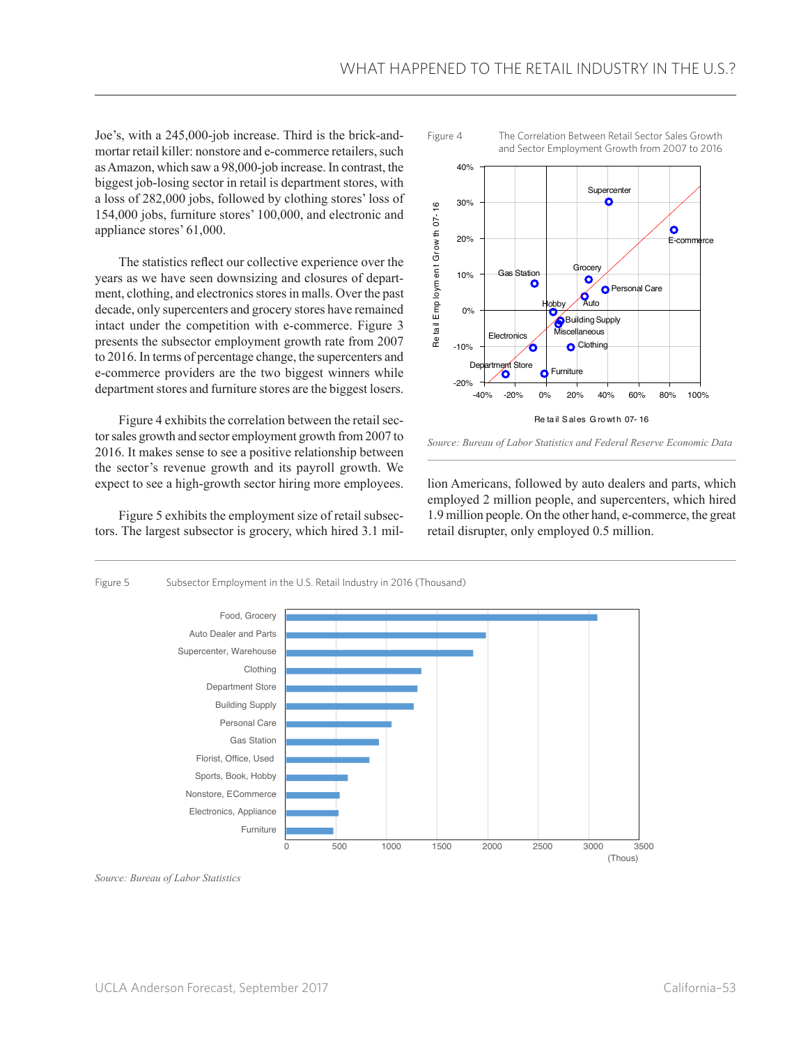Joe's, with a 245,000-job increase. Third is the brick-and-mortar retail killer: nonstore and e-commerce retailers, such as Amazon, which saw a 98,000-job increase. In contrast, the biggest job-losing sector in retail is department stores, with a loss of 282,000 jobs, followed by clothing stores' loss of 154,000 jobs, furniture stores' 100,000, and electronic and appliance stores' 61,000.

The statistics reflect our collective experience over the years as we have seen downsizing and closures of department, clothing, and electronics stores in malls. Over the past decade, only supercenters and grocery stores have remained intact under the competition with e-commerce. Figure 3 presents the subsector employment growth rate from 2007 to 2016. In terms of percentage change, the supercenters and e-commerce providers are the two biggest winners while department stores and furniture stores are the biggest losers.

Figure 4 exhibits the correlation between the retail sector sales growth and sector employment growth from 2007 to 2016. It makes sense to see a positive relationship between the sector's revenue growth and its payroll growth. We expect to see a high-growth sector hiring more employees.

Figure 5 exhibits the employment size of retail subsectors. The largest subsector is grocery, which hired 3.1 million Americans, followed by auto dealers and parts, which employed 2 million people, and supercenters, which hired 1.9 million people. On the other hand, e-commerce, the great retail disrupter, only employed 0.5 million.

Figure 4 The Correlation Between Retail Sector Sales Growth and Sector Employment Growth from 2007 to 2016

*Source: Bureau of Labor Statistics and Federal Reserve Economic Data*

Figure 5 Subsector Employment in the U.S. Retail Industry in 2016 (Thousand)

*Source: Bureau of Labor Statistics*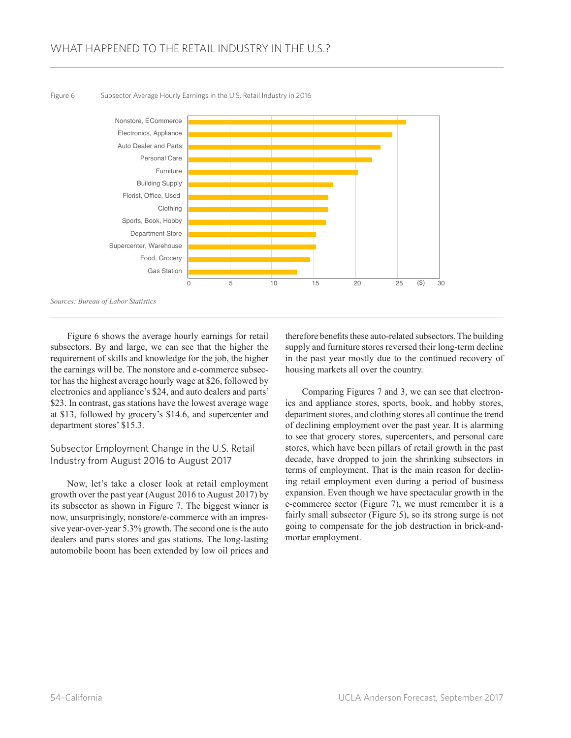Figure 6 Subsector Average Hourly Earnings in the U.S. Retail Industry in 2016

*Sources: Bureau of Labor Statistics*

Figure 6 shows the average hourly earnings for retail subsectors. By and large, we can see that the higher the requirement of skills and knowledge for the job, the higher the earnings will be. The nonstore and e-commerce subsector has the highest average hourly wage at $26, followed by electronics and appliance's $24, and auto dealers and parts' $23. In contrast, gas stations have the lowest average wage at $13, followed by grocery's $14.6, and supercenter and department stores' $15.3.

## Subsector Employment Change in the U.S. Retail Industry from August 2016 to August 2017

Now, let's take a closer look at retail employment growth over the past year (August 2016 to August 2017) by its subsector as shown in Figure 7. The biggest winner is now, unsurprisingly, nonstore/e-commerce with an impressive year-over-year 5.3% growth. The second one is the auto dealers and parts stores and gas stations. The long-lasting automobile boom has been extended by low oil prices and therefore benefits these auto-related subsectors. The building supply and furniture stores reversed their long-term decline in the past year mostly due to the continued recovery of housing markets all over the country.

Comparing Figures 7 and 3, we can see that electronics and appliance stores, sports, book, and hobby stores, department stores, and clothing stores all continue the trend of declining employment over the past year. It is alarming to see that grocery stores, supercenters, and personal care stores, which have been pillars of retail growth in the past decade, have dropped to join the shrinking subsectors in terms of employment. That is the main reason for declining retail employment even during a period of business expansion. Even though we have spectacular growth in the e-commerce sector (Figure 7), we must remember it is a fairly small subsector (Figure 5), so its strong surge is not going to compensate for the job destruction in brick-and-mortar employment.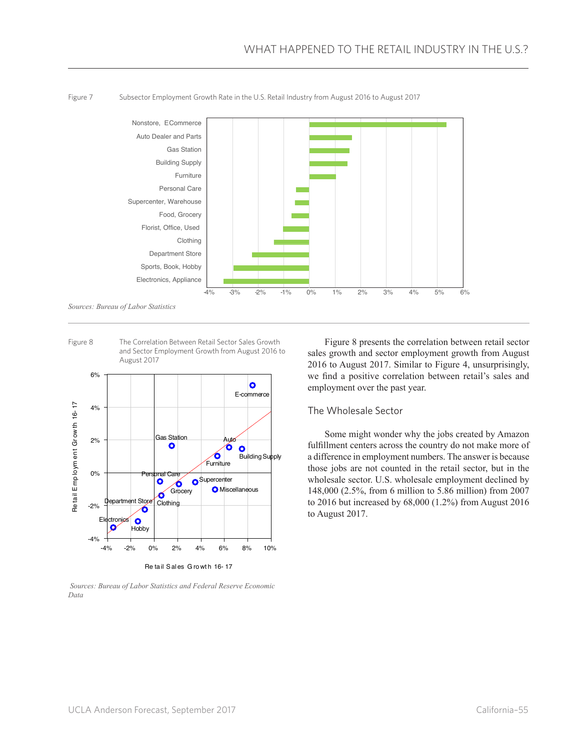Figure 7 Subsector Employment Growth Rate in the U.S. Retail Industry from August 2016 to August 2017

*Sources: Bureau of Labor Statistics*

Figure 8 The Correlation Between Retail Sector Sales Growth and Sector Employment Growth from August 2016 to August 2017

*Sources: Bureau of Labor Statistics and Federal Reserve Economic Data*

Figure 8 presents the correlation between retail sector sales growth and sector employment growth from August 2016 to August 2017. Similar to Figure 4, unsurprisingly, we find a positive correlation between retail's sales and employment over the past year.

## The Wholesale Sector

Some might wonder why the jobs created by Amazon fulfillment centers across the country do not make more of a difference in employment numbers. The answer is because those jobs are not counted in the retail sector, but in the wholesale sector. U.S. wholesale employment declined by 148,000 (2.5%, from 6 million to 5.86 million) from 2007 to 2016 but increased by 68,000 (1.2%) from August 2016 to August 2017.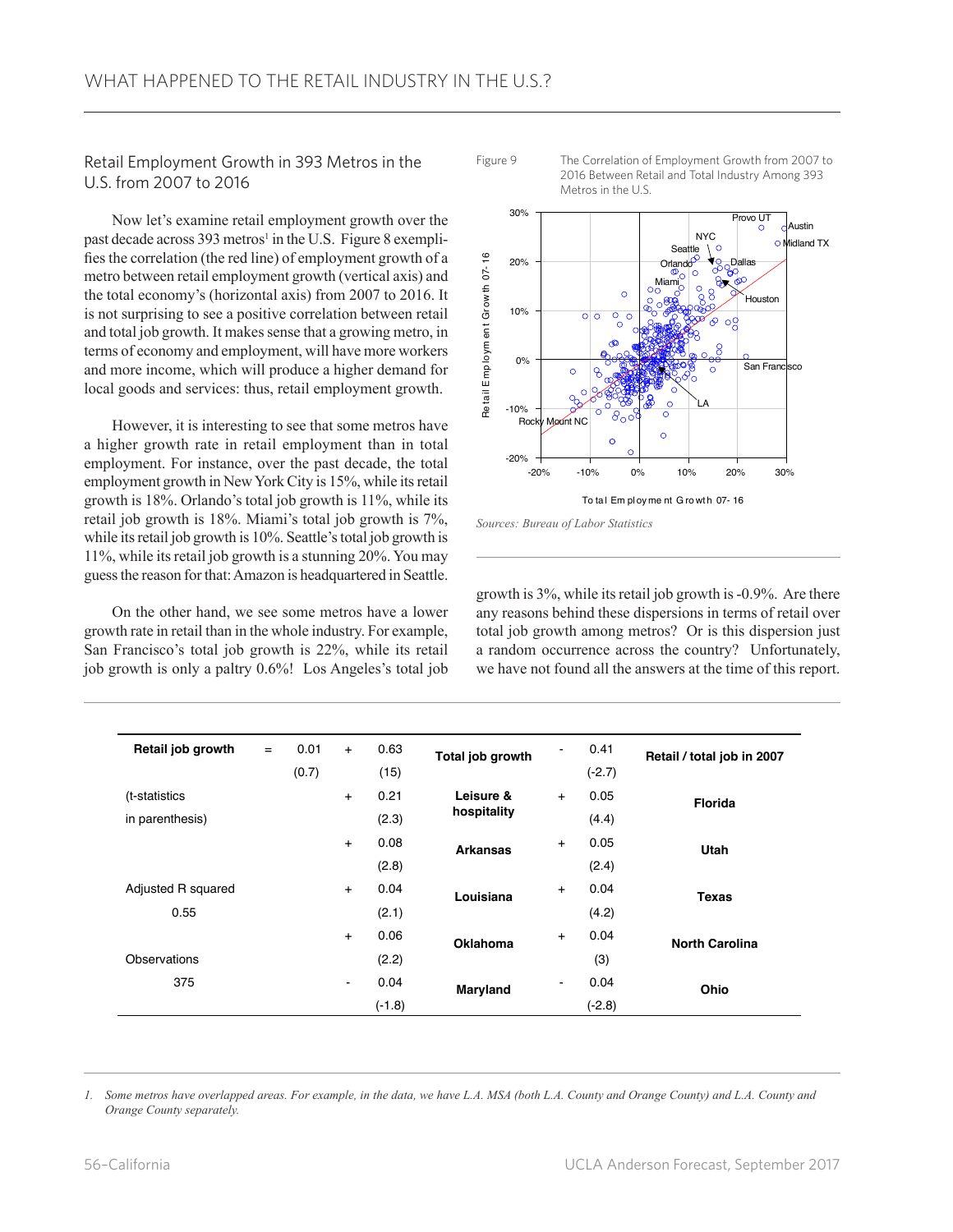## Retail Employment Growth in 393 Metros in the U.S. from 2007 to 2016

Now let's examine retail employment growth over the past decade across 393 metros[1] in the U.S. Figure 8 exemplifies the correlation (the red line) of employment growth of a metro between retail employment growth (vertical axis) and the total economy's (horizontal axis) from 2007 to 2016. It is not surprising to see a positive correlation between retail and total job growth. It makes sense that a growing metro, in terms of economy and employment, will have more workers and more income, which will produce a higher demand for local goods and services: thus, retail employment growth.

However, it is interesting to see that some metros have a higher growth rate in retail employment than in total employment. For instance, over the past decade, the total employment growth in New York City is 15%, while its retail growth is 18%. Orlando's total job growth is 11%, while its retail job growth is 18%. Miami's total job growth is 7%, while its retail job growth is 10%. Seattle's total job growth is 11%, while its retail job growth is a stunning 20%. You may guess the reason for that: Amazon is headquartered in Seattle.

On the other hand, we see some metros have a lower growth rate in retail than in the whole industry. For example, San Francisco's total job growth is 22%, while its retail job growth is only a paltry 0.6%! Los Angeles's total job growth is 3%, while its retail job growth is -0.9%. Are there any reasons behind these dispersions in terms of retail over total job growth among metros? Or is this dispersion just a random occurrence across the country? Unfortunately, we have not found all the answers at the time of this report.

Figure 9 The Correlation of Employment Growth from 2007 to 2016 Between Retail and Total Industry Among 393 Metros in the U.S.

*Sources: Bureau of Labor Statistics*

| Retail job growth | = | 0.01 | + | 0.63 | Total job growth | - | 0.41 | Retail / total job in 2007 |
|---|---|---|---|---|---|---|---|---|
| | | (0.7) | | (15) | | | (-2.7) | |
| (t-statistics in parenthesis) | | | + | 0.21 (2.3) | Leisure & hospitality | + | 0.05 (4.4) | Florida |
| | | | + | 0.08 (2.8) | Arkansas | + | 0.05 (2.4) | Utah |
| Adjusted R squared 0.55 | | | + | 0.04 (2.1) | Louisiana | + | 0.04 (4.2) | Texas |
| | | | + | 0.06 (2.2) | Oklahoma | + | 0.04 (3) | North Carolina |
| Observations 375 | | | - | 0.04 (-1.8) | Maryland | - | 0.04 (-2.8) | Ohio |

1. *Some metros have overlapped areas. For example, in the data, we have L.A. MSA (both L.A. County and Orange County) and L.A. County and Orange County separately.*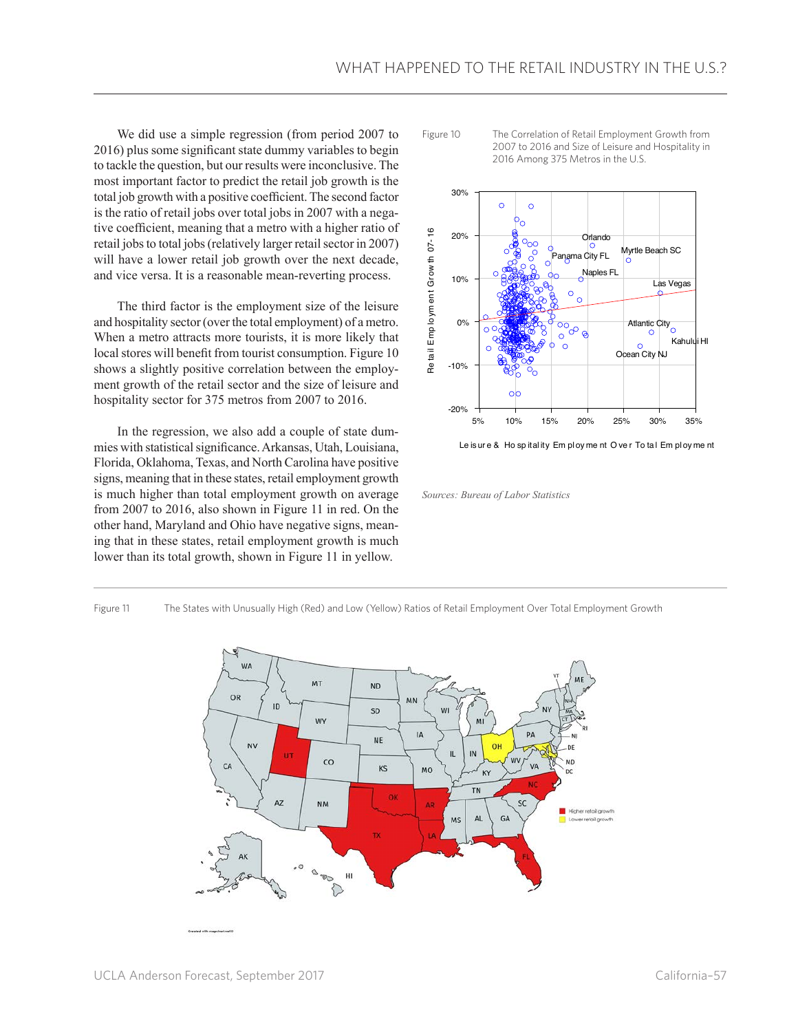We did use a simple regression (from period 2007 to 2016) plus some significant state dummy variables to begin to tackle the question, but our results were inconclusive. The most important factor to predict the retail job growth is the total job growth with a positive coefficient. The second factor is the ratio of retail jobs over total jobs in 2007 with a negative coefficient, meaning that a metro with a higher ratio of retail jobs to total jobs (relatively larger retail sector in 2007) will have a lower retail job growth over the next decade, and vice versa. It is a reasonable mean-reverting process.

The third factor is the employment size of the leisure and hospitality sector (over the total employment) of a metro. When a metro attracts more tourists, it is more likely that local stores will benefit from tourist consumption. Figure 10 shows a slightly positive correlation between the employment growth of the retail sector and the size of leisure and hospitality sector for 375 metros from 2007 to 2016.

In the regression, we also add a couple of state dummies with statistical significance. Arkansas, Utah, Louisiana, Florida, Oklahoma, Texas, and North Carolina have positive signs, meaning that in these states, retail employment growth is much higher than total employment growth on average from 2007 to 2016, also shown in Figure 11 in red. On the other hand, Maryland and Ohio have negative signs, meaning that in these states, retail employment growth is much lower than its total growth, shown in Figure 11 in yellow.

Figure 10 The Correlation of Retail Employment Growth from 2007 to 2016 and Size of Leisure and Hospitality in 2016 Among 375 Metros in the U.S.

*Sources: Bureau of Labor Statistics*

Figure 11 The States with Unusually High (Red) and Low (Yellow) Ratios of Retail Employment Over Total Employment Growth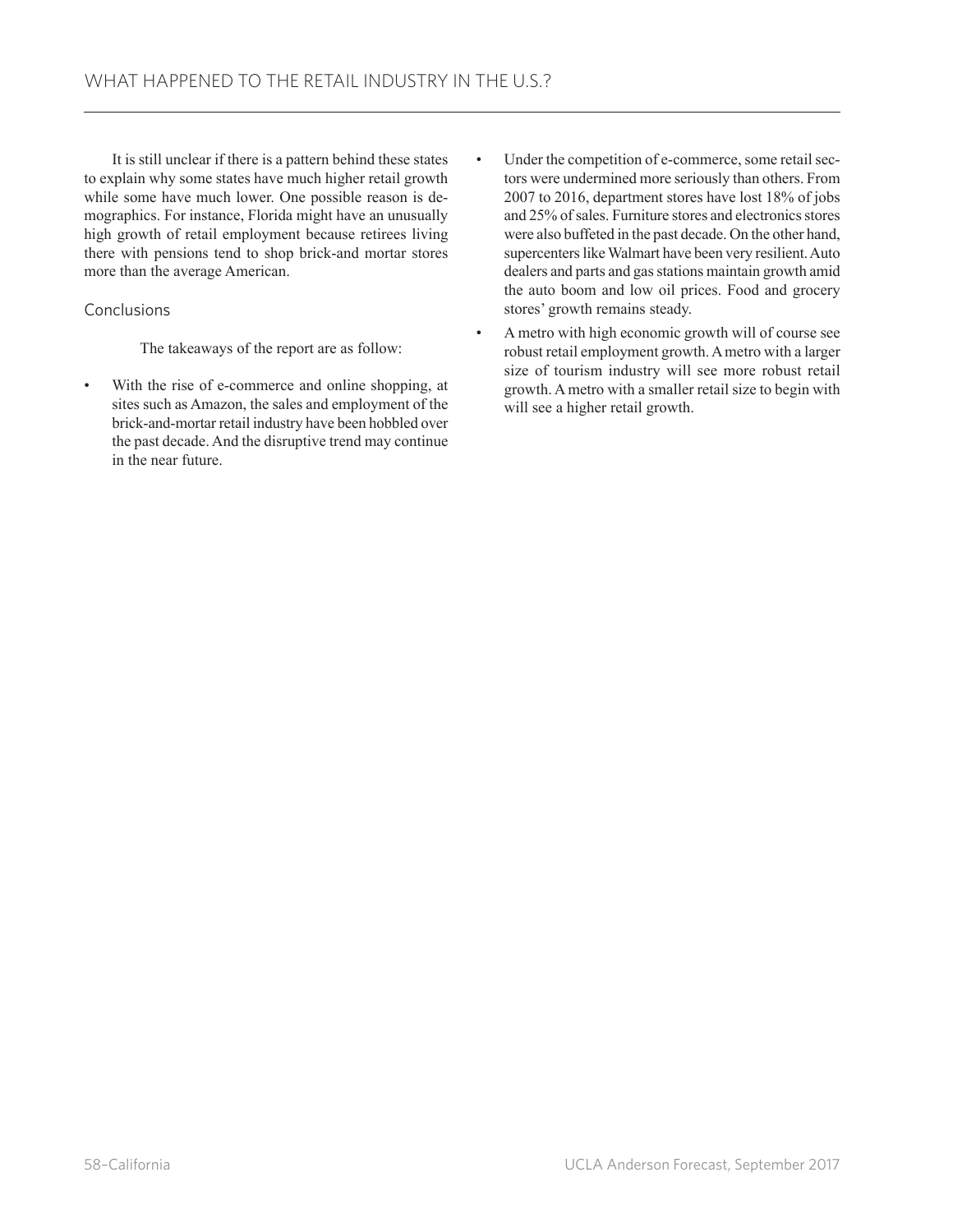It is still unclear if there is a pattern behind these states to explain why some states have much higher retail growth while some have much lower. One possible reason is demographics. For instance, Florida might have an unusually high growth of retail employment because retirees living there with pensions tend to shop brick-and mortar stores more than the average American.

## Conclusions

The takeaways of the report are as follow:

- With the rise of e-commerce and online shopping, at sites such as Amazon, the sales and employment of the brick-and-mortar retail industry have been hobbled over the past decade. And the disruptive trend may continue in the near future.
- Under the competition of e-commerce, some retail sectors were undermined more seriously than others. From 2007 to 2016, department stores have lost 18% of jobs and 25% of sales. Furniture stores and electronics stores were also buffeted in the past decade. On the other hand, supercenters like Walmart have been very resilient. Auto dealers and parts and gas stations maintain growth amid the auto boom and low oil prices. Food and grocery stores' growth remains steady.
- A metro with high economic growth will of course see robust retail employment growth. A metro with a larger size of tourism industry will see more robust retail growth. A metro with a smaller retail size to begin with will see a higher retail growth.